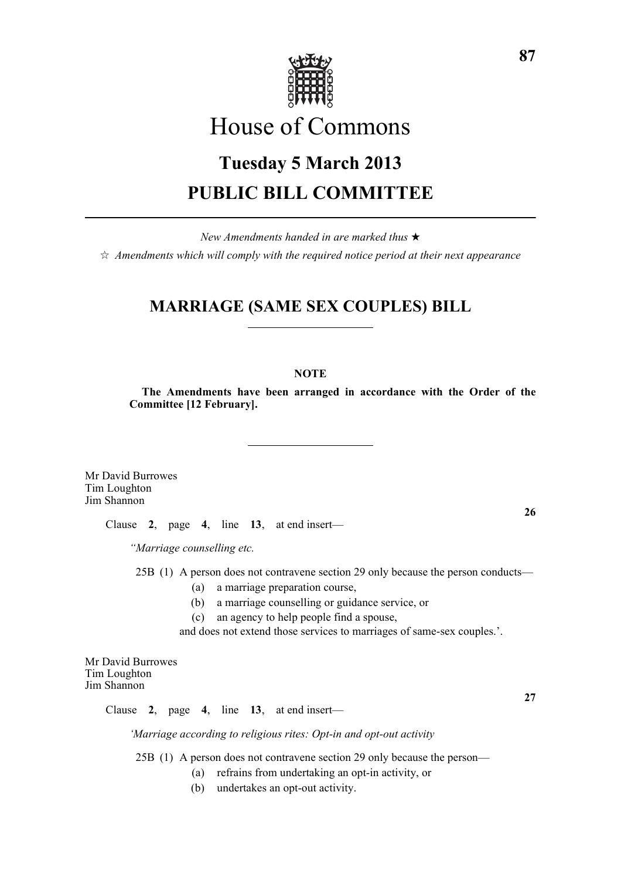# House of Commons

## Tuesday 5 March 2013

## PUBLIC BILL COMMITTEE

*New Amendments handed in are marked thus ★*

☆ *Amendments which will comply with the required notice period at their next appearance*

## MARRIAGE (SAME SEX COUPLES) BILL

**NOTE**

**The Amendments have been arranged in accordance with the Order of the Committee [12 February].**

Mr David Burrowes
Tim Loughton
Jim Shannon

**26**

Clause **2**, page **4**, line **13**, at end insert—

*"Marriage counselling etc.*

25B (1) A person does not contravene section 29 only because the person conducts—

(a) a marriage preparation course,

(b) a marriage counselling or guidance service, or

(c) an agency to help people find a spouse,

and does not extend those services to marriages of same-sex couples.'.

Mr David Burrowes
Tim Loughton
Jim Shannon

**27**

Clause **2**, page **4**, line **13**, at end insert—

*'Marriage according to religious rites: Opt-in and opt-out activity*

25B (1) A person does not contravene section 29 only because the person—

(a) refrains from undertaking an opt-in activity, or

(b) undertakes an opt-out activity.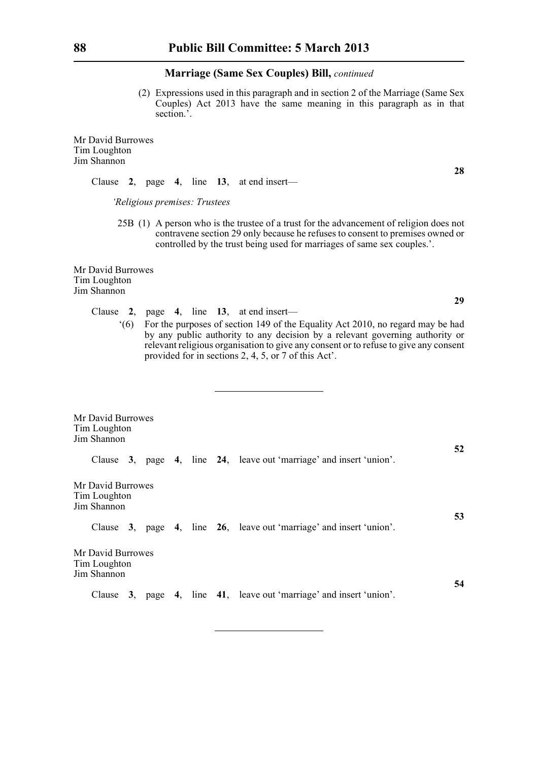**Marriage (Same Sex Couples) Bill,** *continued*

(2) Expressions used in this paragraph and in section 2 of the Marriage (Same Sex Couples) Act 2013 have the same meaning in this paragraph as in that section.'.

Mr David Burrowes
Tim Loughton
Jim Shannon

**28**

Clause **2**, page **4**, line **13**, at end insert—

*'Religious premises: Trustees*

25B (1) A person who is the trustee of a trust for the advancement of religion does not contravene section 29 only because he refuses to consent to premises owned or controlled by the trust being used for marriages of same sex couples.'.

Mr David Burrowes
Tim Loughton
Jim Shannon

**29**

Clause **2**, page **4**, line **13**, at end insert—

'(6) For the purposes of section 149 of the Equality Act 2010, no regard may be had by any public authority to any decision by a relevant governing authority or relevant religious organisation to give any consent or to refuse to give any consent provided for in sections 2, 4, 5, or 7 of this Act'.

---

Mr David Burrowes
Tim Loughton
Jim Shannon

**52**

Clause **3**, page **4**, line **24**, leave out 'marriage' and insert 'union'.

Mr David Burrowes
Tim Loughton
Jim Shannon

**53**

Clause **3**, page **4**, line **26**, leave out 'marriage' and insert 'union'.

Mr David Burrowes
Tim Loughton
Jim Shannon

**54**

Clause **3**, page **4**, line **41**, leave out 'marriage' and insert 'union'.

---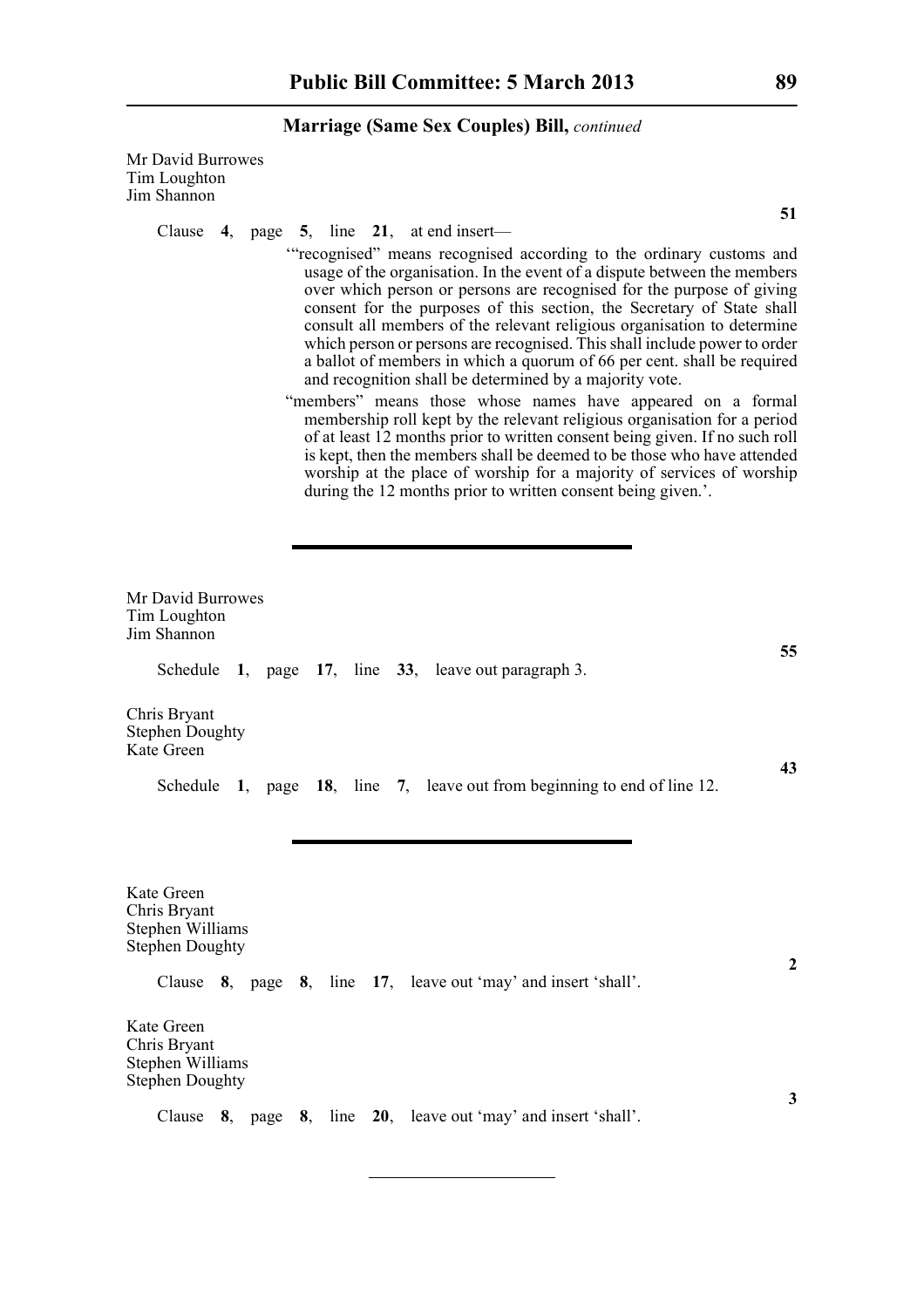Mr David Burrowes
Tim Loughton
Jim Shannon

**51**

Clause **4**, page **5**, line **21**, at end insert—

'"recognised" means recognised according to the ordinary customs and usage of the organisation. In the event of a dispute between the members over which person or persons are recognised for the purpose of giving consent for the purposes of this section, the Secretary of State shall consult all members of the relevant religious organisation to determine which person or persons are recognised. This shall include power to order a ballot of members in which a quorum of 66 per cent. shall be required and recognition shall be determined by a majority vote.

"members" means those whose names have appeared on a formal membership roll kept by the relevant religious organisation for a period of at least 12 months prior to written consent being given. If no such roll is kept, then the members shall be deemed to be those who have attended worship at the place of worship for a majority of services of worship during the 12 months prior to written consent being given.'.

---

Mr David Burrowes
Tim Loughton
Jim Shannon

**55**

Schedule **1**, page **17**, line **33**, leave out paragraph 3.

Chris Bryant
Stephen Doughty
Kate Green

**43**

Schedule **1**, page **18**, line **7**, leave out from beginning to end of line 12.

---

Kate Green
Chris Bryant
Stephen Williams
Stephen Doughty

**2**

Clause **8**, page **8**, line **17**, leave out 'may' and insert 'shall'.

Kate Green
Chris Bryant
Stephen Williams
Stephen Doughty

**3**

Clause **8**, page **8**, line **20**, leave out 'may' and insert 'shall'.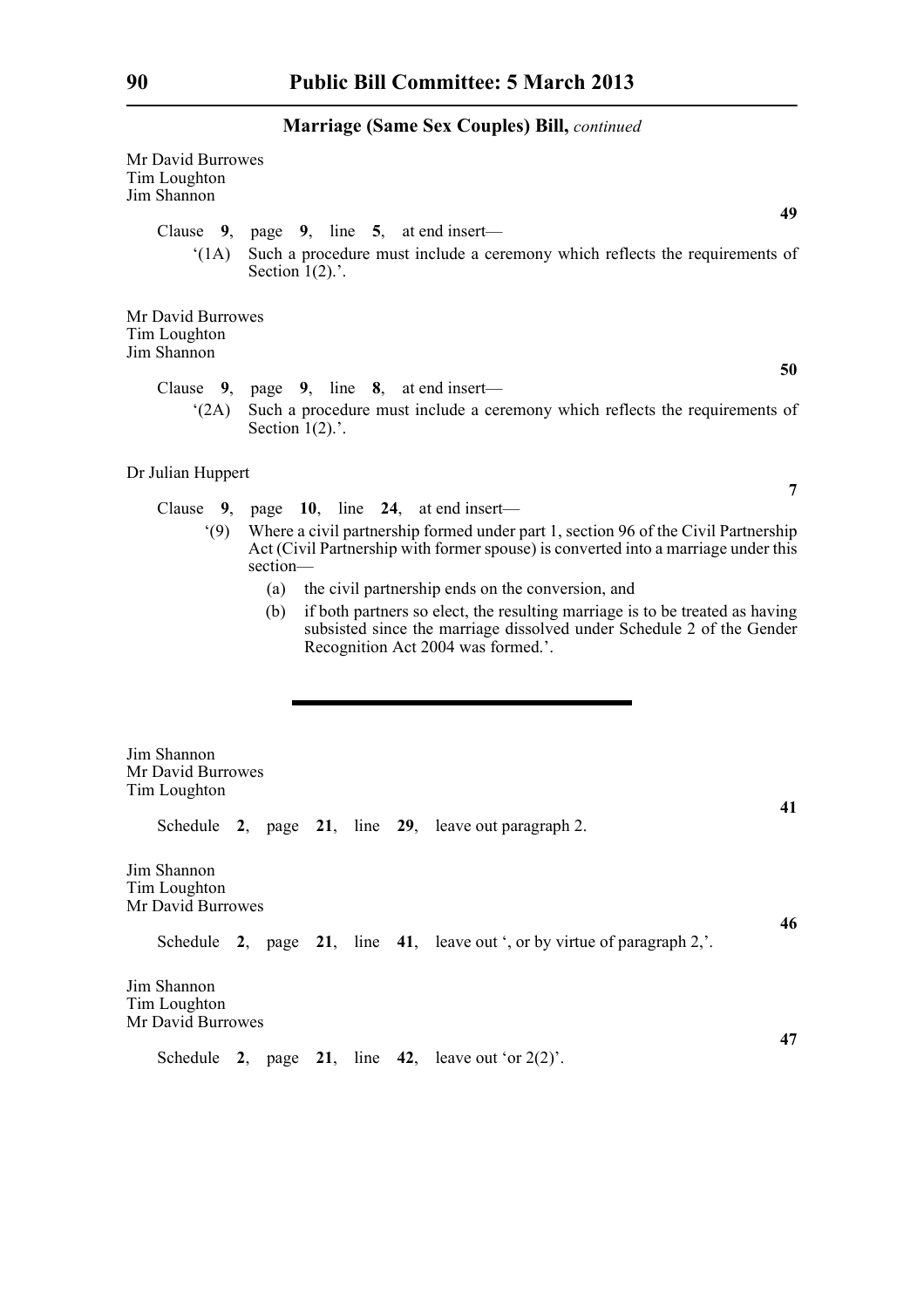Mr David Burrowes
Tim Loughton
Jim Shannon

**49**

Clause **9**, page **9**, line **5**, at end insert—

'(1A) Such a procedure must include a ceremony which reflects the requirements of Section 1(2).'.

Mr David Burrowes
Tim Loughton
Jim Shannon

**50**

Clause **9**, page **9**, line **8**, at end insert—

'(2A) Such a procedure must include a ceremony which reflects the requirements of Section 1(2).'.

Dr Julian Huppert

**7**

Clause **9**, page **10**, line **24**, at end insert—

'(9) Where a civil partnership formed under part 1, section 96 of the Civil Partnership Act (Civil Partnership with former spouse) is converted into a marriage under this section—

(a) the civil partnership ends on the conversion, and

(b) if both partners so elect, the resulting marriage is to be treated as having subsisted since the marriage dissolved under Schedule 2 of the Gender Recognition Act 2004 was formed.'.

---

Jim Shannon
Mr David Burrowes
Tim Loughton

**41**

Schedule **2**, page **21**, line **29**, leave out paragraph 2.

Jim Shannon
Tim Loughton
Mr David Burrowes

**46**

Schedule **2**, page **21**, line **41**, leave out ', or by virtue of paragraph 2,'.

Jim Shannon
Tim Loughton
Mr David Burrowes

**47**

Schedule **2**, page **21**, line **42**, leave out 'or 2(2)'.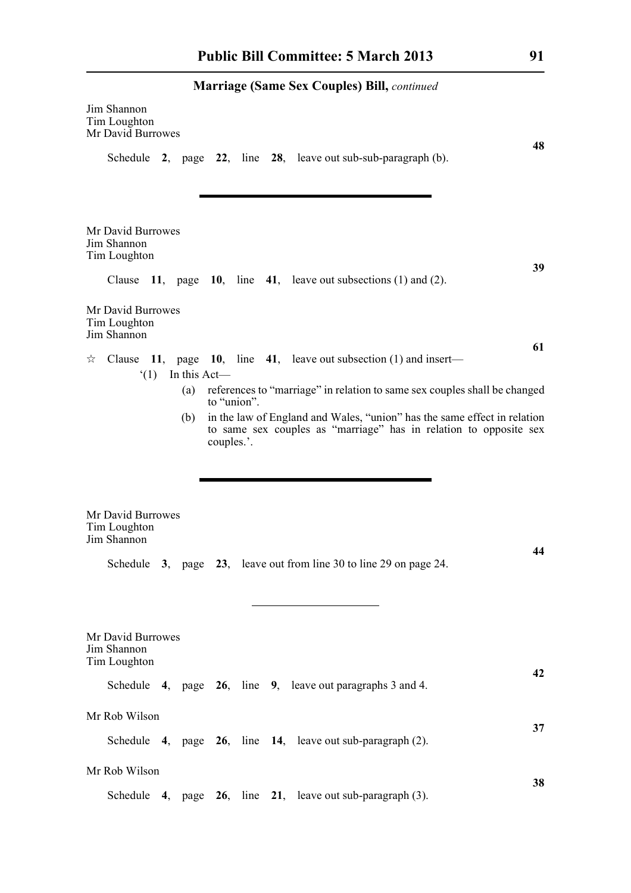Jim Shannon
Tim Loughton
Mr David Burrowes

**48**

Schedule **2**, page **22**, line **28**, leave out sub-sub-paragraph (b).

---

Mr David Burrowes
Jim Shannon
Tim Loughton

**39**

Clause **11**, page **10**, line **41**, leave out subsections (1) and (2).

Mr David Burrowes
Tim Loughton
Jim Shannon

**61**

☆ Clause **11**, page **10**, line **41**, leave out subsection (1) and insert—

'(1) In this Act—

(a) references to "marriage" in relation to same sex couples shall be changed to "union".

(b) in the law of England and Wales, "union" has the same effect in relation to same sex couples as "marriage" has in relation to opposite sex couples.'.

---

Mr David Burrowes
Tim Loughton
Jim Shannon

**44**

Schedule **3**, page **23**, leave out from line 30 to line 29 on page 24.

---

Mr David Burrowes
Jim Shannon
Tim Loughton

**42**

Schedule **4**, page **26**, line **9**, leave out paragraphs 3 and 4.

Mr Rob Wilson

**37**

Schedule **4**, page **26**, line **14**, leave out sub-paragraph (2).

Mr Rob Wilson

**38**

Schedule **4**, page **26**, line **21**, leave out sub-paragraph (3).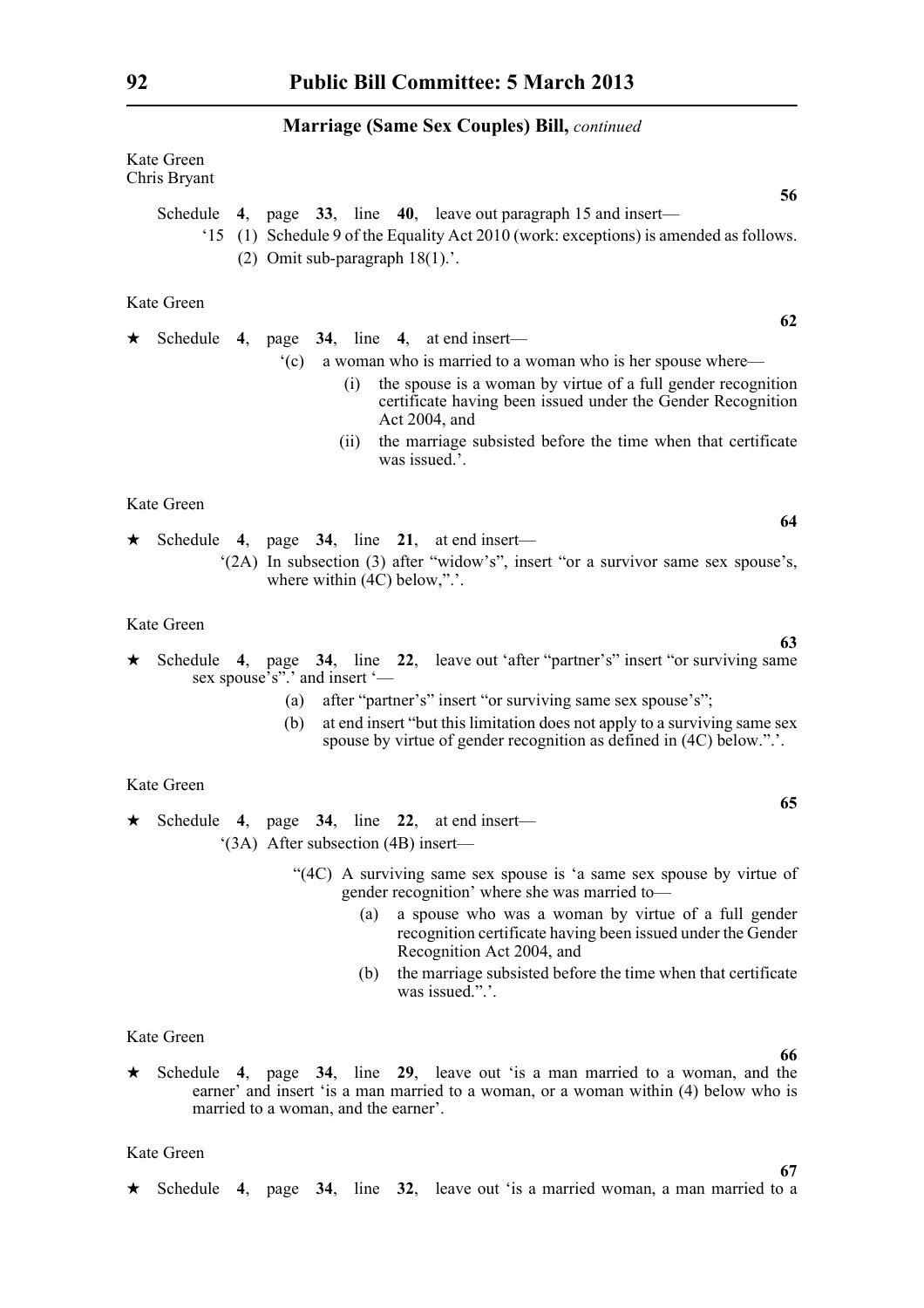Kate Green
Chris Bryant

**56**

Schedule **4**, page **33**, line **40**, leave out paragraph 15 and insert—

'15 (1) Schedule 9 of the Equality Act 2010 (work: exceptions) is amended as follows.

(2) Omit sub-paragraph 18(1).'.

Kate Green

**62**

★ Schedule **4**, page **34**, line **4**, at end insert—

'(c) a woman who is married to a woman who is her spouse where—

(i) the spouse is a woman by virtue of a full gender recognition certificate having been issued under the Gender Recognition Act 2004, and

(ii) the marriage subsisted before the time when that certificate was issued.'.

Kate Green

**64**

★ Schedule **4**, page **34**, line **21**, at end insert—

'(2A) In subsection (3) after "widow's", insert "or a survivor same sex spouse's, where within (4C) below,".'.

Kate Green

**63**

★ Schedule **4**, page **34**, line **22**, leave out 'after "partner's" insert "or surviving same sex spouse's".' and insert '—

(a) after "partner's" insert "or surviving same sex spouse's";

(b) at end insert "but this limitation does not apply to a surviving same sex spouse by virtue of gender recognition as defined in (4C) below.".'.

Kate Green

**65**

★ Schedule **4**, page **34**, line **22**, at end insert—

'(3A) After subsection (4B) insert—

"(4C) A surviving same sex spouse is 'a same sex spouse by virtue of gender recognition' where she was married to—

(a) a spouse who was a woman by virtue of a full gender recognition certificate having been issued under the Gender Recognition Act 2004, and

(b) the marriage subsisted before the time when that certificate was issued.".'.

Kate Green

**66**

★ Schedule **4**, page **34**, line **29**, leave out 'is a man married to a woman, and the earner' and insert 'is a man married to a woman, or a woman within (4) below who is married to a woman, and the earner'.

Kate Green

**67**

★ Schedule **4**, page **34**, line **32**, leave out 'is a married woman, a man married to a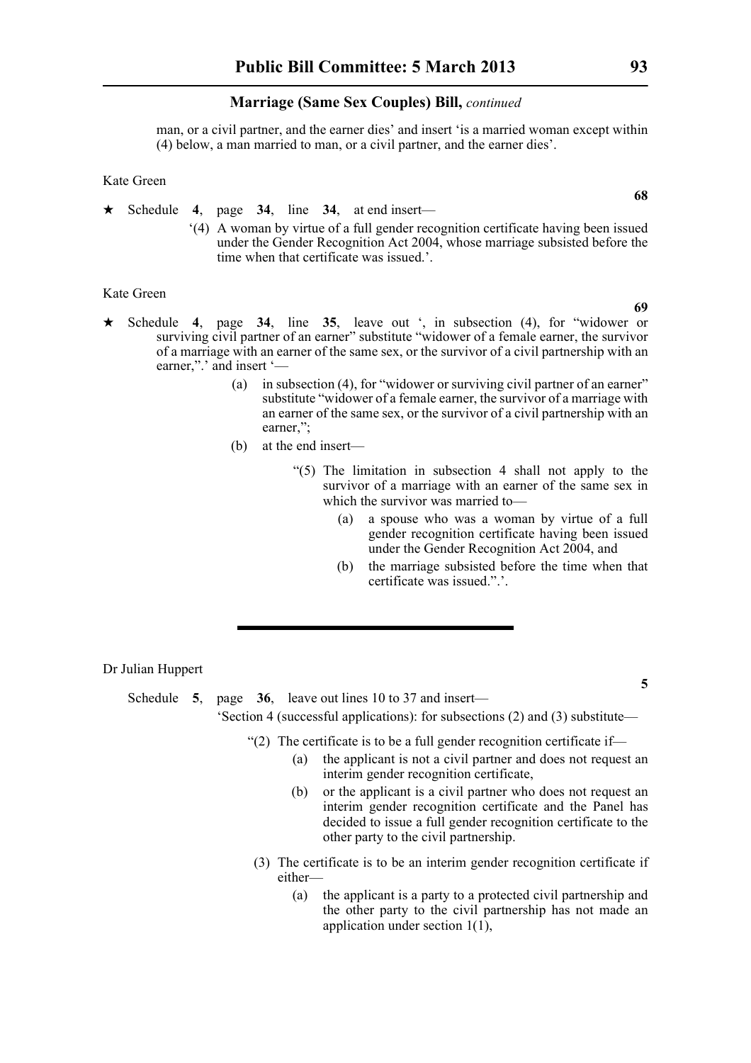man, or a civil partner, and the earner dies' and insert 'is a married woman except within (4) below, a man married to man, or a civil partner, and the earner dies'.

Kate Green

**68**

★ Schedule **4**, page **34**, line **34**, at end insert—

'(4) A woman by virtue of a full gender recognition certificate having been issued under the Gender Recognition Act 2004, whose marriage subsisted before the time when that certificate was issued.'.

Kate Green

**69**

★ Schedule **4**, page **34**, line **35**, leave out ', in subsection (4), for "widower or surviving civil partner of an earner" substitute "widower of a female earner, the survivor of a marriage with an earner of the same sex, or the survivor of a civil partnership with an earner,".' and insert '—

(a) in subsection (4), for "widower or surviving civil partner of an earner" substitute "widower of a female earner, the survivor of a marriage with an earner of the same sex, or the survivor of a civil partnership with an earner,";

(b) at the end insert—

"(5) The limitation in subsection 4 shall not apply to the survivor of a marriage with an earner of the same sex in which the survivor was married to—

(a) a spouse who was a woman by virtue of a full gender recognition certificate having been issued under the Gender Recognition Act 2004, and

(b) the marriage subsisted before the time when that certificate was issued.".'.

---

Dr Julian Huppert

**5**

Schedule **5**, page **36**, leave out lines 10 to 37 and insert—

'Section 4 (successful applications): for subsections (2) and (3) substitute—

"(2) The certificate is to be a full gender recognition certificate if—

(a) the applicant is not a civil partner and does not request an interim gender recognition certificate,

(b) or the applicant is a civil partner who does not request an interim gender recognition certificate and the Panel has decided to issue a full gender recognition certificate to the other party to the civil partnership.

(3) The certificate is to be an interim gender recognition certificate if either—

(a) the applicant is a party to a protected civil partnership and the other party to the civil partnership has not made an application under section 1(1),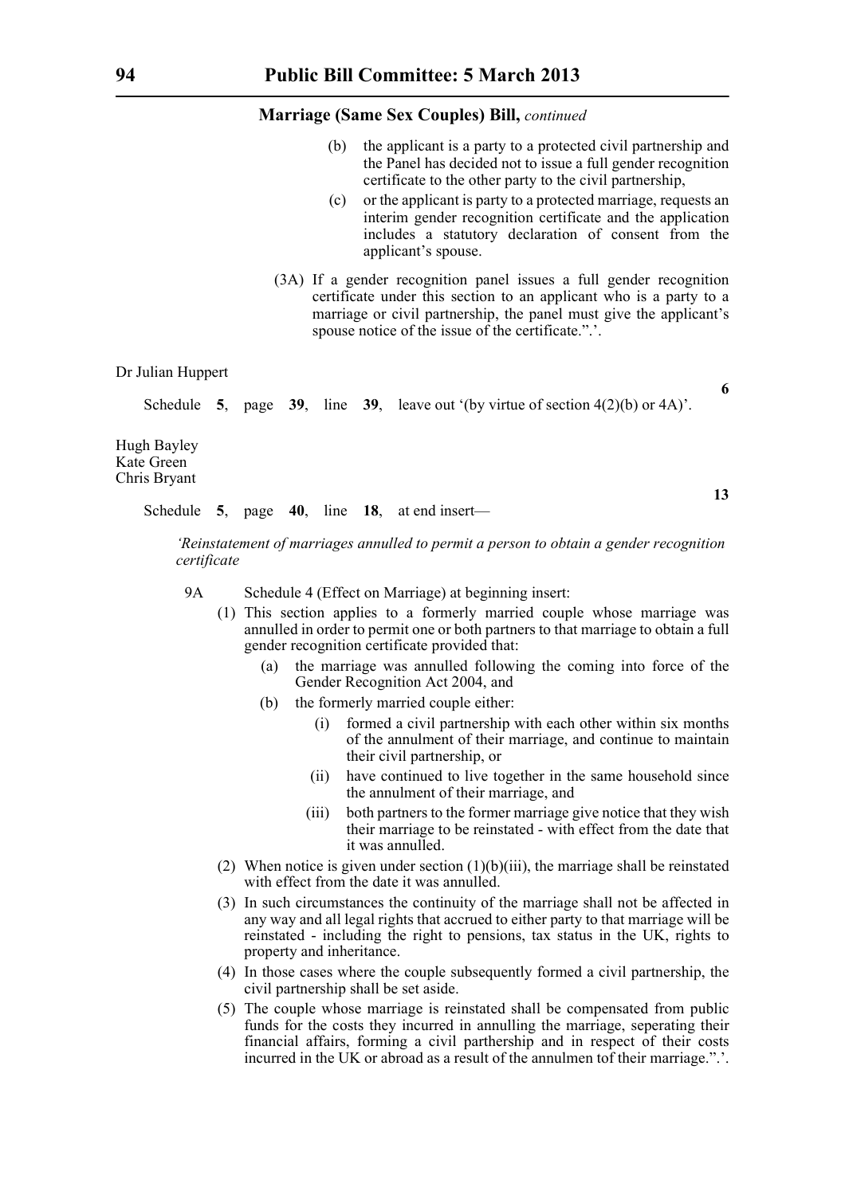**Marriage (Same Sex Couples) Bill,** *continued*

(b) the applicant is a party to a protected civil partnership and the Panel has decided not to issue a full gender recognition certificate to the other party to the civil partnership,

(c) or the applicant is party to a protected marriage, requests an interim gender recognition certificate and the application includes a statutory declaration of consent from the applicant's spouse.

(3A) If a gender recognition panel issues a full gender recognition certificate under this section to an applicant who is a party to a marriage or civil partnership, the panel must give the applicant's spouse notice of the issue of the certificate.".'.

Dr Julian Huppert

**6**

Schedule **5**, page **39**, line **39**, leave out '(by virtue of section 4(2)(b) or 4A)'.

Hugh Bayley
Kate Green
Chris Bryant

**13**

Schedule **5**, page **40**, line **18**, at end insert—

*'Reinstatement of marriages annulled to permit a person to obtain a gender recognition certificate*

9A Schedule 4 (Effect on Marriage) at beginning insert:

(1) This section applies to a formerly married couple whose marriage was annulled in order to permit one or both partners to that marriage to obtain a full gender recognition certificate provided that:

(a) the marriage was annulled following the coming into force of the Gender Recognition Act 2004, and

(b) the formerly married couple either:

(i) formed a civil partnership with each other within six months of the annulment of their marriage, and continue to maintain their civil partnership, or

(ii) have continued to live together in the same household since the annulment of their marriage, and

(iii) both partners to the former marriage give notice that they wish their marriage to be reinstated - with effect from the date that it was annulled.

(2) When notice is given under section (1)(b)(iii), the marriage shall be reinstated with effect from the date it was annulled.

(3) In such circumstances the continuity of the marriage shall not be affected in any way and all legal rights that accrued to either party to that marriage will be reinstated - including the right to pensions, tax status in the UK, rights to property and inheritance.

(4) In those cases where the couple subsequently formed a civil partnership, the civil partnership shall be set aside.

(5) The couple whose marriage is reinstated shall be compensated from public funds for the costs they incurred in annulling the marriage, seperating their financial affairs, forming a civil parthership and in respect of their costs incurred in the UK or abroad as a result of the annulmen tof their marriage.".'.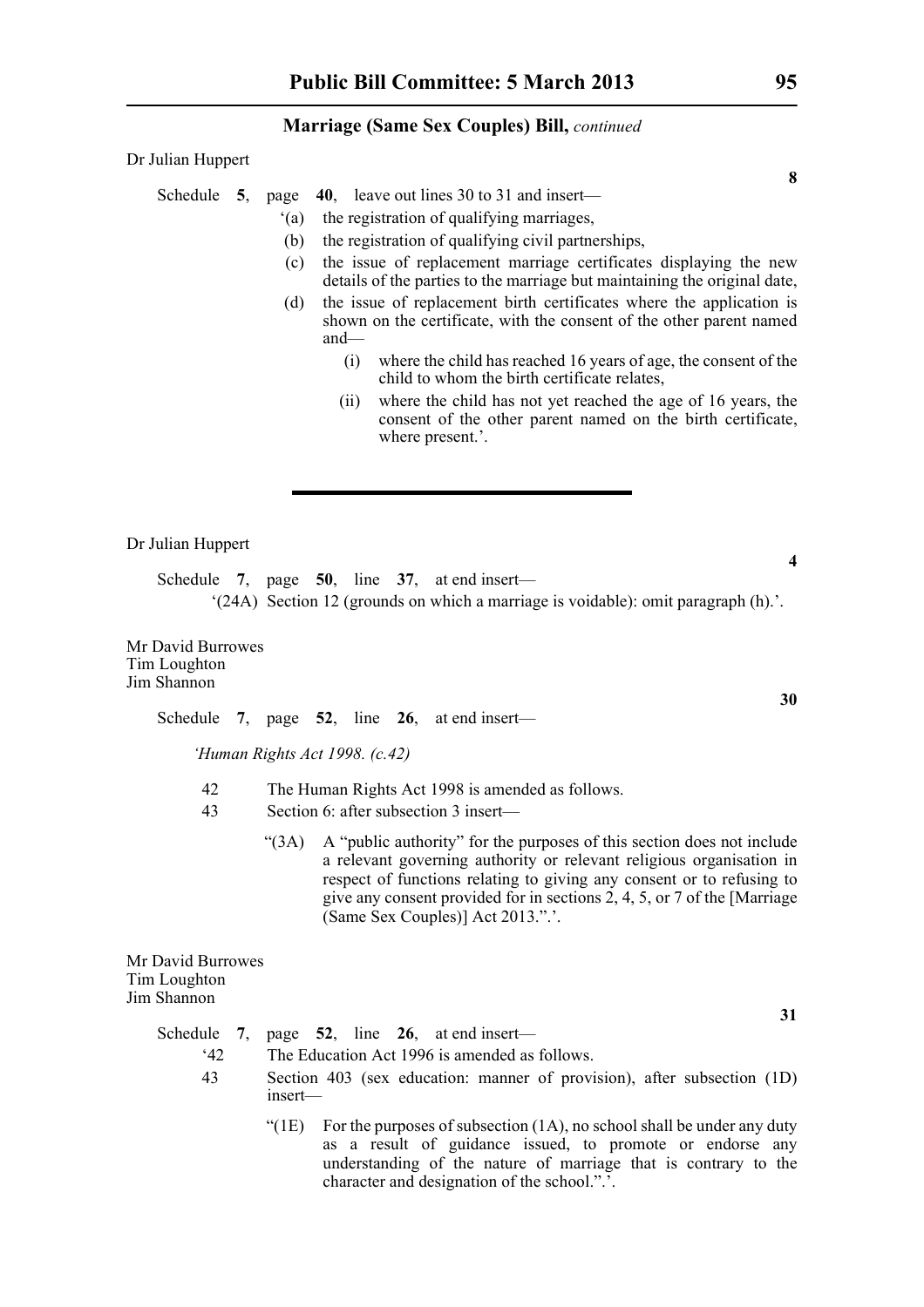## Marriage (Same Sex Couples) Bill, *continued*

Dr Julian Huppert

**8**

Schedule **5**, page **40**, leave out lines 30 to 31 and insert—

‘(a) the registration of qualifying marriages,

(b) the registration of qualifying civil partnerships,

(c) the issue of replacement marriage certificates displaying the new details of the parties to the marriage but maintaining the original date,

(d) the issue of replacement birth certificates where the application is shown on the certificate, with the consent of the other parent named and—

(i) where the child has reached 16 years of age, the consent of the child to whom the birth certificate relates,

(ii) where the child has not yet reached the age of 16 years, the consent of the other parent named on the birth certificate, where present.’.

---

Dr Julian Huppert

**4**

Schedule **7**, page **50**, line **37**, at end insert—

‘(24A) Section 12 (grounds on which a marriage is voidable): omit paragraph (h).’.

Mr David Burrowes
Tim Loughton
Jim Shannon

**30**

Schedule **7**, page **52**, line **26**, at end insert—

*‘Human Rights Act 1998. (c.42)*

42 The Human Rights Act 1998 is amended as follows.

43 Section 6: after subsection 3 insert—

“(3A) A “public authority” for the purposes of this section does not include a relevant governing authority or relevant religious organisation in respect of functions relating to giving any consent or to refusing to give any consent provided for in sections 2, 4, 5, or 7 of the [Marriage (Same Sex Couples)] Act 2013.”.’.

Mr David Burrowes
Tim Loughton
Jim Shannon

**31**

Schedule **7**, page **52**, line **26**, at end insert—

‘42 The Education Act 1996 is amended as follows.

43 Section 403 (sex education: manner of provision), after subsection (1D) insert—

“(1E) For the purposes of subsection (1A), no school shall be under any duty as a result of guidance issued, to promote or endorse any understanding of the nature of marriage that is contrary to the character and designation of the school.”.’.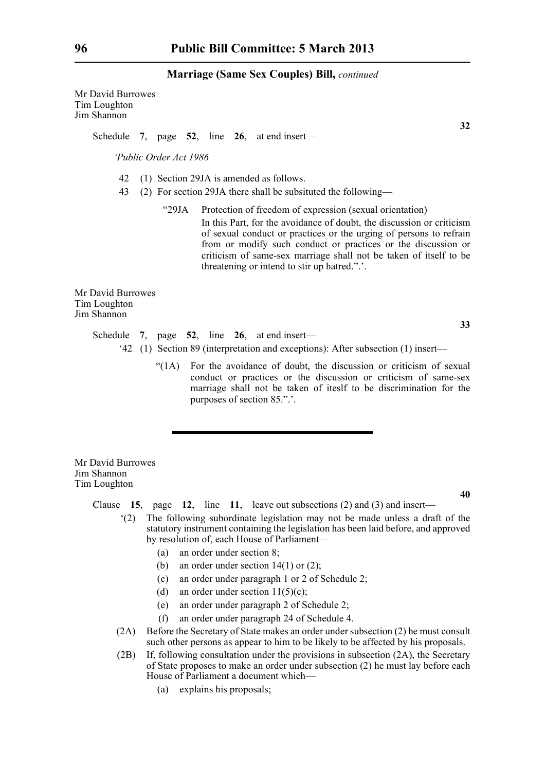Mr David Burrowes
Tim Loughton
Jim Shannon

**32**

Schedule **7**, page **52**, line **26**, at end insert—

*'Public Order Act 1986*

42 (1) Section 29JA is amended as follows.

43 (2) For section 29JA there shall be subsituted the following—

"29JA Protection of freedom of expression (sexual orientation)

In this Part, for the avoidance of doubt, the discussion or criticism of sexual conduct or practices or the urging of persons to refrain from or modify such conduct or practices or the discussion or criticism of same-sex marriage shall not be taken of itself to be threatening or intend to stir up hatred.".'.

Mr David Burrowes
Tim Loughton
Jim Shannon

**33**

Schedule **7**, page **52**, line **26**, at end insert—

'42 (1) Section 89 (interpretation and exceptions): After subsection (1) insert—

"(1A) For the avoidance of doubt, the discussion or criticism of sexual conduct or practices or the discussion or criticism of same-sex marriage shall not be taken of iteslf to be discrimination for the purposes of section 85.".'.

---

Mr David Burrowes
Jim Shannon
Tim Loughton

**40**

Clause **15**, page **12**, line **11**, leave out subsections (2) and (3) and insert—

'(2) The following subordinate legislation may not be made unless a draft of the statutory instrument containing the legislation has been laid before, and approved by resolution of, each House of Parliament—

(a) an order under section 8;

(b) an order under section 14(1) or (2);

(c) an order under paragraph 1 or 2 of Schedule 2;

(d) an order under section 11(5)(c);

(e) an order under paragraph 2 of Schedule 2;

(f) an order under paragraph 24 of Schedule 4.

(2A) Before the Secretary of State makes an order under subsection (2) he must consult such other persons as appear to him to be likely to be affected by his proposals.

(2B) If, following consultation under the provisions in subsection (2A), the Secretary of State proposes to make an order under subsection (2) he must lay before each House of Parliament a document which—

(a) explains his proposals;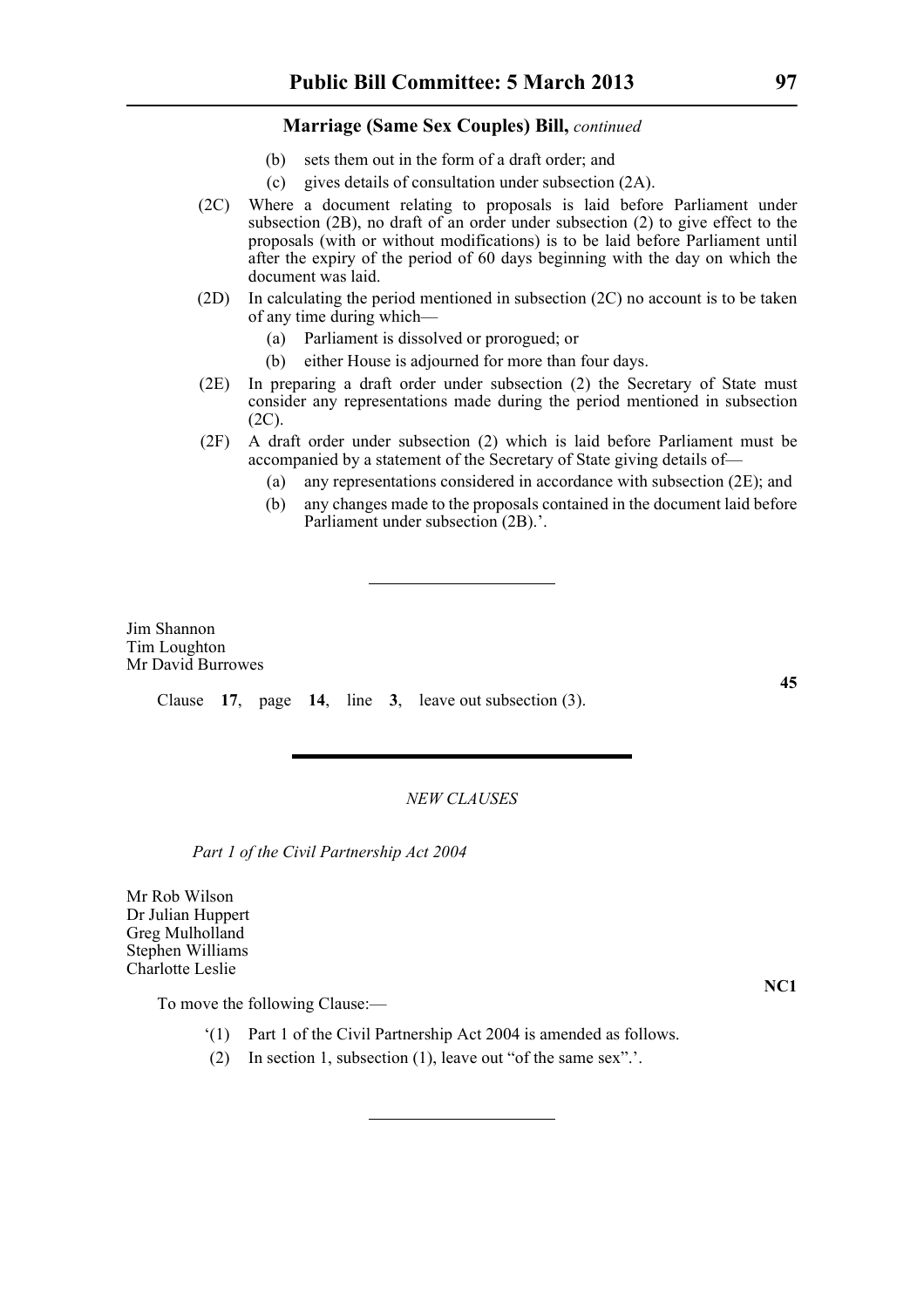**Marriage (Same Sex Couples) Bill,** *continued*

(b) sets them out in the form of a draft order; and

(c) gives details of consultation under subsection (2A).

(2C) Where a document relating to proposals is laid before Parliament under subsection (2B), no draft of an order under subsection (2) to give effect to the proposals (with or without modifications) is to be laid before Parliament until after the expiry of the period of 60 days beginning with the day on which the document was laid.

(2D) In calculating the period mentioned in subsection (2C) no account is to be taken of any time during which—

(a) Parliament is dissolved or prorogued; or

(b) either House is adjourned for more than four days.

(2E) In preparing a draft order under subsection (2) the Secretary of State must consider any representations made during the period mentioned in subsection (2C).

(2F) A draft order under subsection (2) which is laid before Parliament must be accompanied by a statement of the Secretary of State giving details of—

(a) any representations considered in accordance with subsection (2E); and

(b) any changes made to the proposals contained in the document laid before Parliament under subsection (2B).'.

---

Jim Shannon
Tim Loughton
Mr David Burrowes

**45**

Clause **17**, page **14**, line **3**, leave out subsection (3).

---

*NEW CLAUSES*

*Part 1 of the Civil Partnership Act 2004*

Mr Rob Wilson
Dr Julian Huppert
Greg Mulholland
Stephen Williams
Charlotte Leslie

**NC1**

To move the following Clause:—

'(1) Part 1 of the Civil Partnership Act 2004 is amended as follows.

(2) In section 1, subsection (1), leave out "of the same sex".'.

---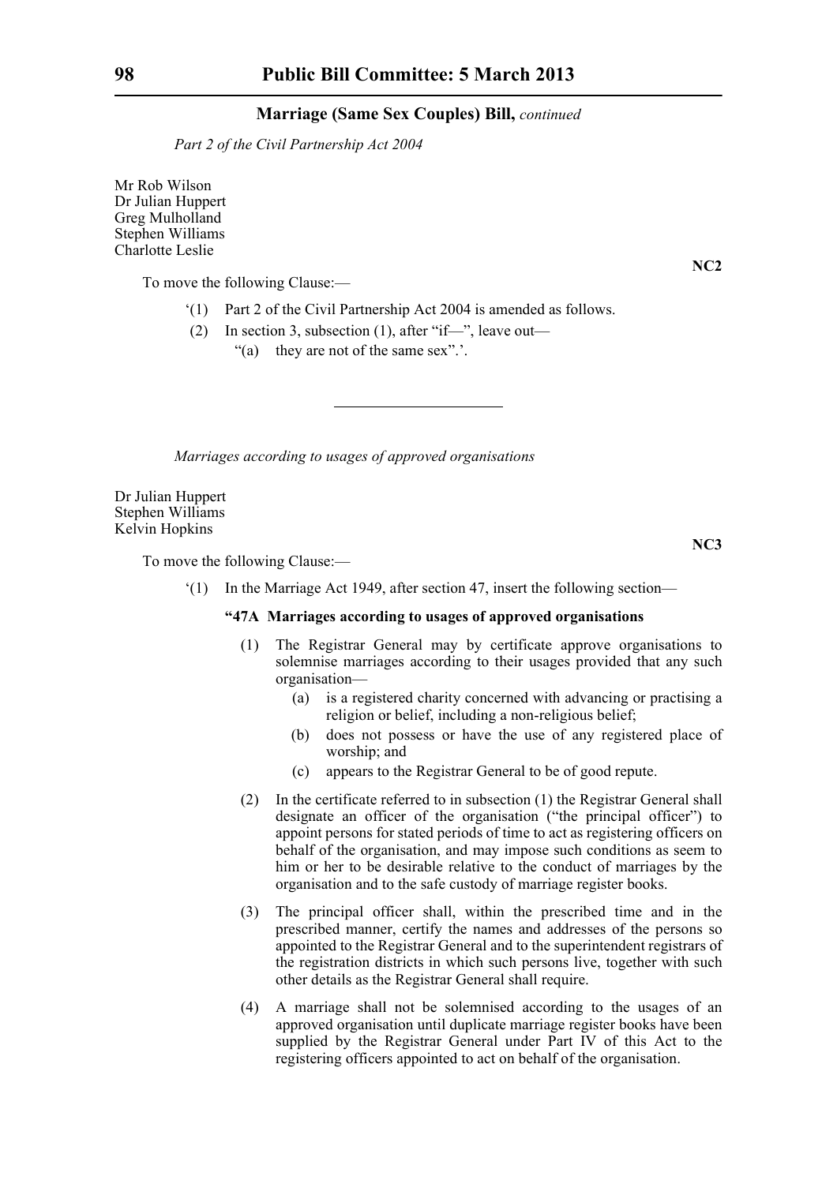*Part 2 of the Civil Partnership Act 2004*

Mr Rob Wilson
Dr Julian Huppert
Greg Mulholland
Stephen Williams
Charlotte Leslie

**NC2**

To move the following Clause:—

‘(1) Part 2 of the Civil Partnership Act 2004 is amended as follows.

(2) In section 3, subsection (1), after “if—”, leave out—

“(a) they are not of the same sex”.’.

---

*Marriages according to usages of approved organisations*

Dr Julian Huppert
Stephen Williams
Kelvin Hopkins

**NC3**

To move the following Clause:—

‘(1) In the Marriage Act 1949, after section 47, insert the following section—

**“47A Marriages according to usages of approved organisations**

(1) The Registrar General may by certificate approve organisations to solemnise marriages according to their usages provided that any such organisation—

(a) is a registered charity concerned with advancing or practising a religion or belief, including a non-religious belief;

(b) does not possess or have the use of any registered place of worship; and

(c) appears to the Registrar General to be of good repute.

(2) In the certificate referred to in subsection (1) the Registrar General shall designate an officer of the organisation (“the principal officer”) to appoint persons for stated periods of time to act as registering officers on behalf of the organisation, and may impose such conditions as seem to him or her to be desirable relative to the conduct of marriages by the organisation and to the safe custody of marriage register books.

(3) The principal officer shall, within the prescribed time and in the prescribed manner, certify the names and addresses of the persons so appointed to the Registrar General and to the superintendent registrars of the registration districts in which such persons live, together with such other details as the Registrar General shall require.

(4) A marriage shall not be solemnised according to the usages of an approved organisation until duplicate marriage register books have been supplied by the Registrar General under Part IV of this Act to the registering officers appointed to act on behalf of the organisation.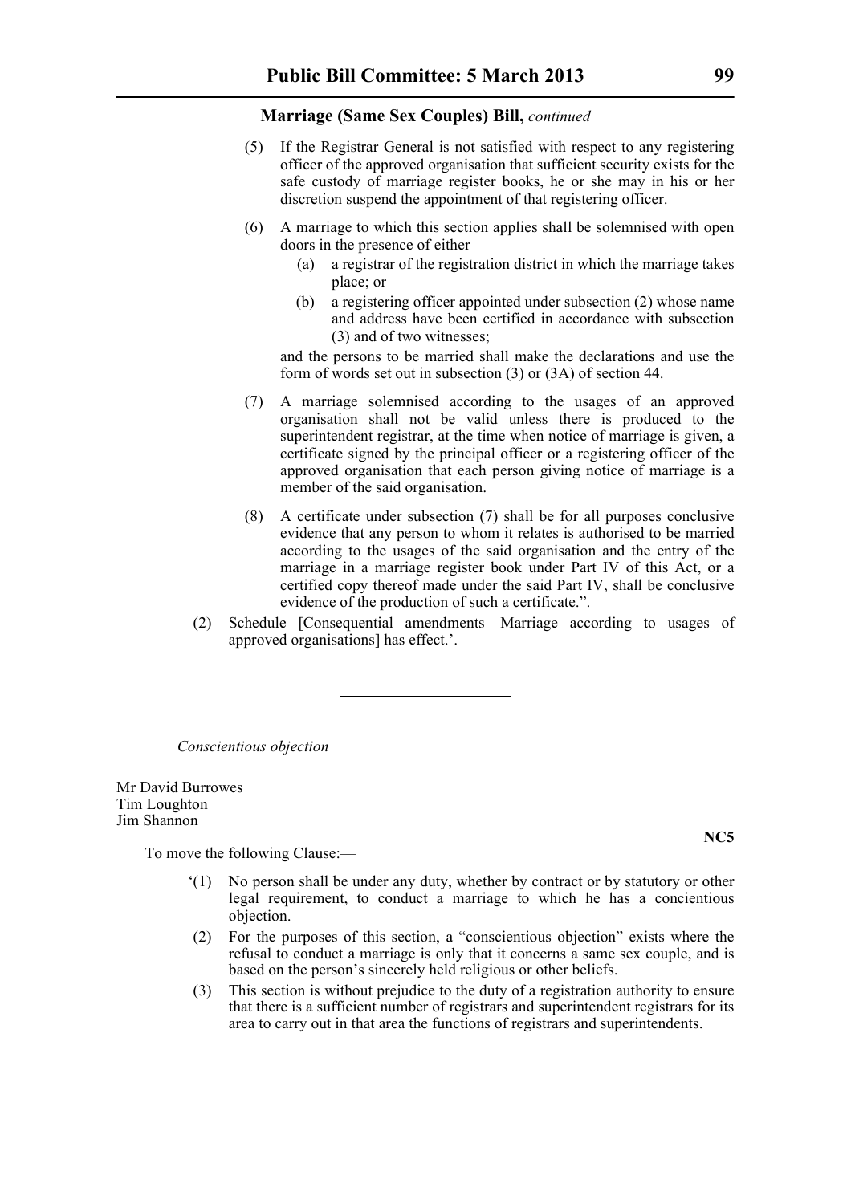**Marriage (Same Sex Couples) Bill,** *continued*

(5) If the Registrar General is not satisfied with respect to any registering officer of the approved organisation that sufficient security exists for the safe custody of marriage register books, he or she may in his or her discretion suspend the appointment of that registering officer.

(6) A marriage to which this section applies shall be solemnised with open doors in the presence of either—

(a) a registrar of the registration district in which the marriage takes place; or

(b) a registering officer appointed under subsection (2) whose name and address have been certified in accordance with subsection (3) and of two witnesses;

and the persons to be married shall make the declarations and use the form of words set out in subsection (3) or (3A) of section 44.

(7) A marriage solemnised according to the usages of an approved organisation shall not be valid unless there is produced to the superintendent registrar, at the time when notice of marriage is given, a certificate signed by the principal officer or a registering officer of the approved organisation that each person giving notice of marriage is a member of the said organisation.

(8) A certificate under subsection (7) shall be for all purposes conclusive evidence that any person to whom it relates is authorised to be married according to the usages of the said organisation and the entry of the marriage in a marriage register book under Part IV of this Act, or a certified copy thereof made under the said Part IV, shall be conclusive evidence of the production of such a certificate.".

(2) Schedule [Consequential amendments—Marriage according to usages of approved organisations] has effect.'.

---

*Conscientious objection*

Mr David Burrowes
Tim Loughton
Jim Shannon

**NC5**

To move the following Clause:—

'(1) No person shall be under any duty, whether by contract or by statutory or other legal requirement, to conduct a marriage to which he has a concientious objection.

(2) For the purposes of this section, a "conscientious objection" exists where the refusal to conduct a marriage is only that it concerns a same sex couple, and is based on the person's sincerely held religious or other beliefs.

(3) This section is without prejudice to the duty of a registration authority to ensure that there is a sufficient number of registrars and superintendent registrars for its area to carry out in that area the functions of registrars and superintendents.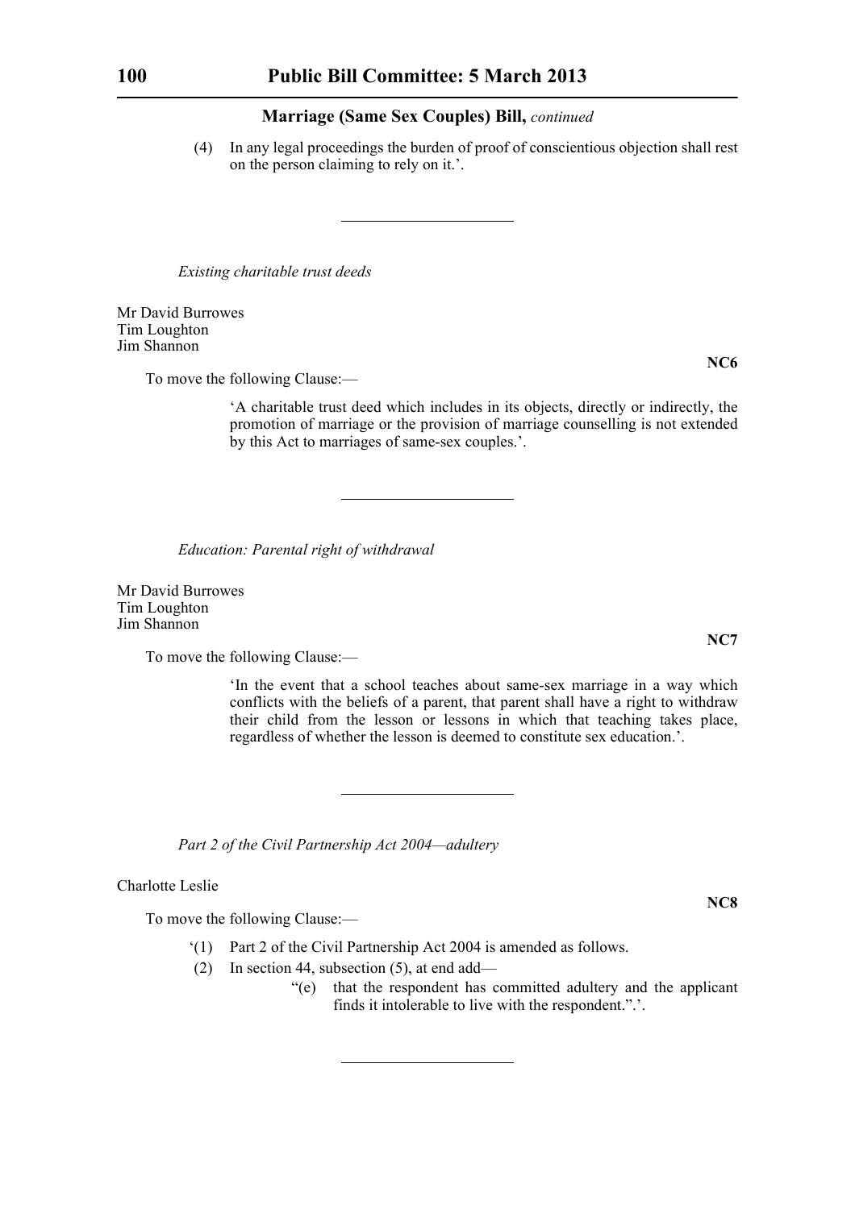(4) In any legal proceedings the burden of proof of conscientious objection shall rest on the person claiming to rely on it.'.

---

*Existing charitable trust deeds*

Mr David Burrowes
Tim Loughton
Jim Shannon

**NC6**

To move the following Clause:—

> 'A charitable trust deed which includes in its objects, directly or indirectly, the promotion of marriage or the provision of marriage counselling is not extended by this Act to marriages of same-sex couples.'.

---

*Education: Parental right of withdrawal*

Mr David Burrowes
Tim Loughton
Jim Shannon

**NC7**

To move the following Clause:—

> 'In the event that a school teaches about same-sex marriage in a way which conflicts with the beliefs of a parent, that parent shall have a right to withdraw their child from the lesson or lessons in which that teaching takes place, regardless of whether the lesson is deemed to constitute sex education.'.

---

*Part 2 of the Civil Partnership Act 2004—adultery*

Charlotte Leslie

**NC8**

To move the following Clause:—

'(1) Part 2 of the Civil Partnership Act 2004 is amended as follows.

(2) In section 44, subsection (5), at end add—

"(e) that the respondent has committed adultery and the applicant finds it intolerable to live with the respondent.".'.

---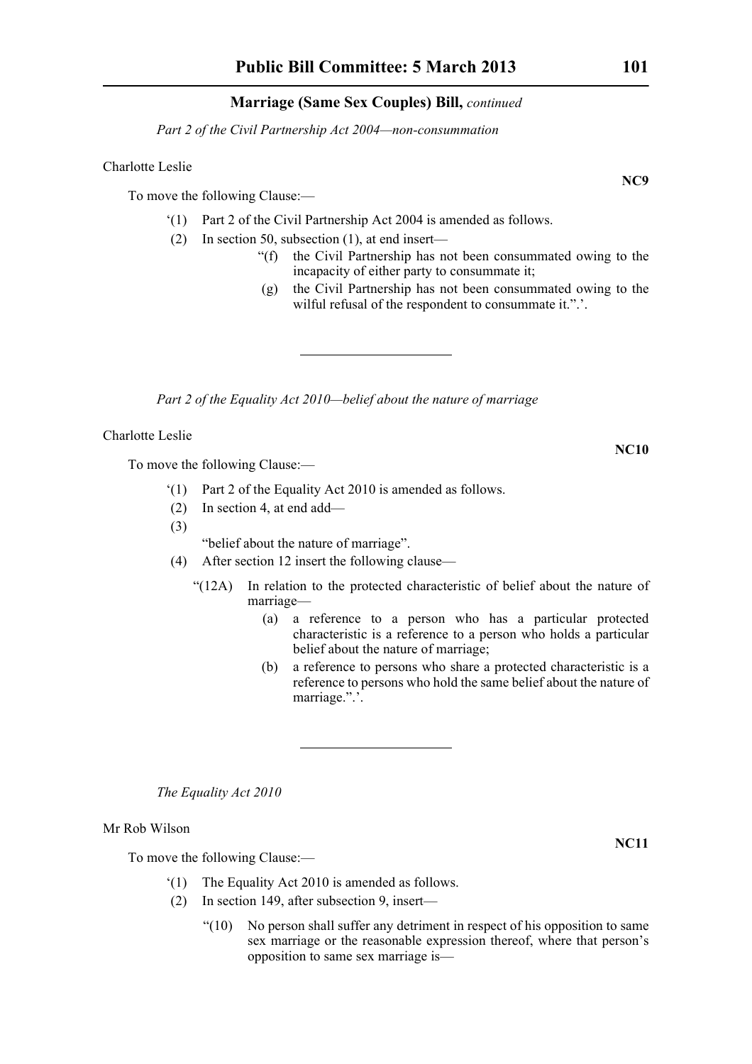## Marriage (Same Sex Couples) Bill, *continued*

*Part 2 of the Civil Partnership Act 2004—non-consummation*

Charlotte Leslie

**NC9**

To move the following Clause:—

‘(1) Part 2 of the Civil Partnership Act 2004 is amended as follows.

(2) In section 50, subsection (1), at end insert—

“(f) the Civil Partnership has not been consummated owing to the incapacity of either party to consummate it;

(g) the Civil Partnership has not been consummated owing to the wilful refusal of the respondent to consummate it.”.’.

---

*Part 2 of the Equality Act 2010—belief about the nature of marriage*

Charlotte Leslie

**NC10**

To move the following Clause:—

‘(1) Part 2 of the Equality Act 2010 is amended as follows.

(2) In section 4, at end add—

(3)

“belief about the nature of marriage”.

(4) After section 12 insert the following clause—

“(12A) In relation to the protected characteristic of belief about the nature of marriage—

(a) a reference to a person who has a particular protected characteristic is a reference to a person who holds a particular belief about the nature of marriage;

(b) a reference to persons who share a protected characteristic is a reference to persons who hold the same belief about the nature of marriage.”.’.

---

*The Equality Act 2010*

Mr Rob Wilson

**NC11**

To move the following Clause:—

‘(1) The Equality Act 2010 is amended as follows.

(2) In section 149, after subsection 9, insert—

“(10) No person shall suffer any detriment in respect of his opposition to same sex marriage or the reasonable expression thereof, where that person’s opposition to same sex marriage is—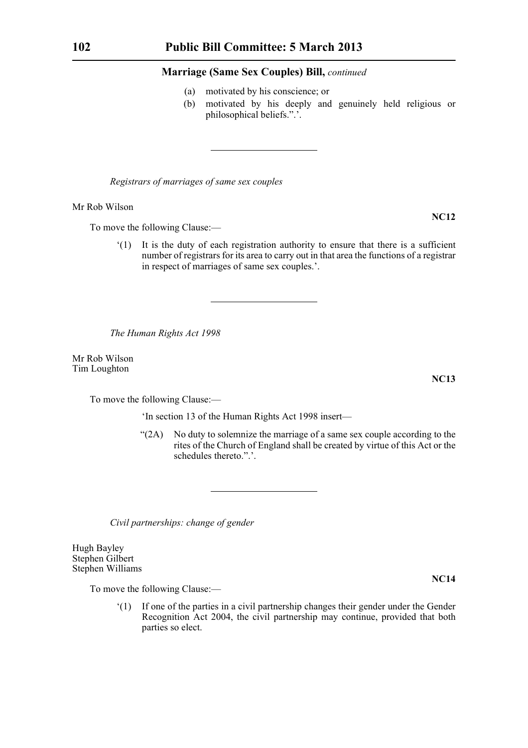(a) motivated by his conscience; or

(b) motivated by his deeply and genuinely held religious or philosophical beliefs.”.’.

---

*Registrars of marriages of same sex couples*

Mr Rob Wilson

**NC12**

To move the following Clause:—

‘(1) It is the duty of each registration authority to ensure that there is a sufficient number of registrars for its area to carry out in that area the functions of a registrar in respect of marriages of same sex couples.’.

---

*The Human Rights Act 1998*

Mr Rob Wilson
Tim Loughton

**NC13**

To move the following Clause:—

‘In section 13 of the Human Rights Act 1998 insert—

“(2A) No duty to solemnize the marriage of a same sex couple according to the rites of the Church of England shall be created by virtue of this Act or the schedules thereto.”.’.

---

*Civil partnerships: change of gender*

Hugh Bayley
Stephen Gilbert
Stephen Williams

**NC14**

To move the following Clause:—

‘(1) If one of the parties in a civil partnership changes their gender under the Gender Recognition Act 2004, the civil partnership may continue, provided that both parties so elect.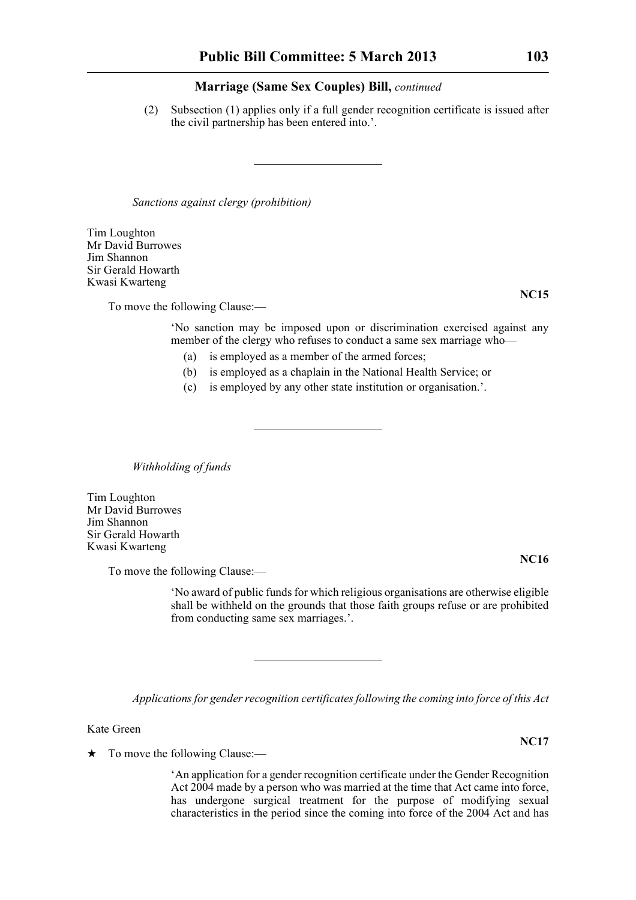**Marriage (Same Sex Couples) Bill,** *continued*

(2) Subsection (1) applies only if a full gender recognition certificate is issued after the civil partnership has been entered into.’.

---

*Sanctions against clergy (prohibition)*

Tim Loughton
Mr David Burrowes
Jim Shannon
Sir Gerald Howarth
Kwasi Kwarteng

**NC15**

To move the following Clause:—

‘No sanction may be imposed upon or discrimination exercised against any member of the clergy who refuses to conduct a same sex marriage who—

(a) is employed as a member of the armed forces;

(b) is employed as a chaplain in the National Health Service; or

(c) is employed by any other state institution or organisation.’.

---

*Withholding of funds*

Tim Loughton
Mr David Burrowes
Jim Shannon
Sir Gerald Howarth
Kwasi Kwarteng

**NC16**

To move the following Clause:—

‘No award of public funds for which religious organisations are otherwise eligible shall be withheld on the grounds that those faith groups refuse or are prohibited from conducting same sex marriages.’.

---

*Applications for gender recognition certificates following the coming into force of this Act*

Kate Green

**NC17**

★ To move the following Clause:—

‘An application for a gender recognition certificate under the Gender Recognition Act 2004 made by a person who was married at the time that Act came into force, has undergone surgical treatment for the purpose of modifying sexual characteristics in the period since the coming into force of the 2004 Act and has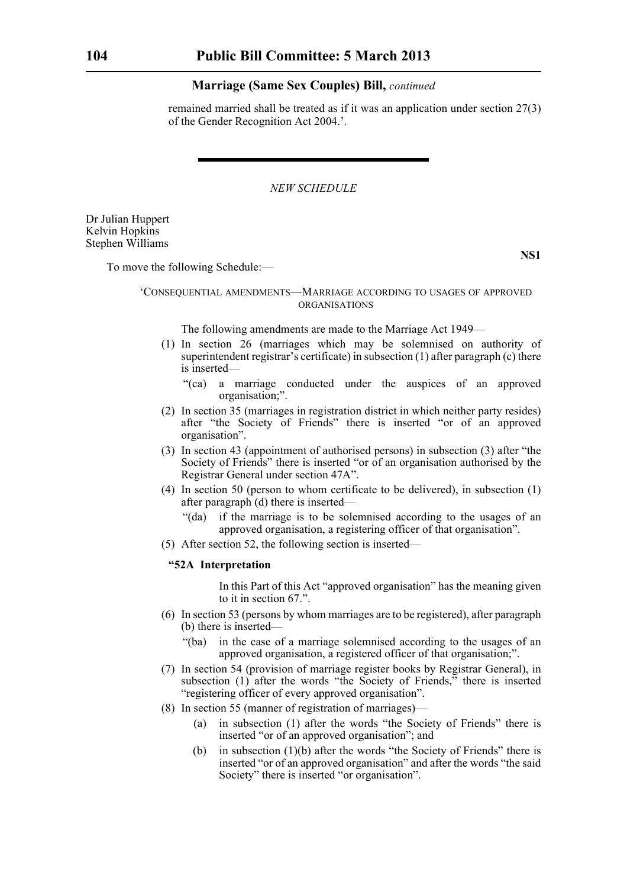remained married shall be treated as if it was an application under section 27(3) of the Gender Recognition Act 2004.'.

---

*NEW SCHEDULE*

Dr Julian Huppert
Kelvin Hopkins
Stephen Williams

**NS1**

To move the following Schedule:—

'CONSEQUENTIAL AMENDMENTS—MARRIAGE ACCORDING TO USAGES OF APPROVED ORGANISATIONS

The following amendments are made to the Marriage Act 1949—

(1) In section 26 (marriages which may be solemnised on authority of superintendent registrar's certificate) in subsection (1) after paragraph (c) there is inserted—

"(ca) a marriage conducted under the auspices of an approved organisation;".

(2) In section 35 (marriages in registration district in which neither party resides) after "the Society of Friends" there is inserted "or of an approved organisation".

(3) In section 43 (appointment of authorised persons) in subsection (3) after "the Society of Friends" there is inserted "or of an organisation authorised by the Registrar General under section 47A".

(4) In section 50 (person to whom certificate to be delivered), in subsection (1) after paragraph (d) there is inserted—

"(da) if the marriage is to be solemnised according to the usages of an approved organisation, a registering officer of that organisation".

(5) After section 52, the following section is inserted—

**"52A Interpretation**

In this Part of this Act "approved organisation" has the meaning given to it in section 67.".

(6) In section 53 (persons by whom marriages are to be registered), after paragraph (b) there is inserted—

"(ba) in the case of a marriage solemnised according to the usages of an approved organisation, a registered officer of that organisation;".

(7) In section 54 (provision of marriage register books by Registrar General), in subsection (1) after the words "the Society of Friends," there is inserted "registering officer of every approved organisation".

(8) In section 55 (manner of registration of marriages)—

(a) in subsection (1) after the words "the Society of Friends" there is inserted "or of an approved organisation"; and

(b) in subsection (1)(b) after the words "the Society of Friends" there is inserted "or of an approved organisation" and after the words "the said Society" there is inserted "or organisation".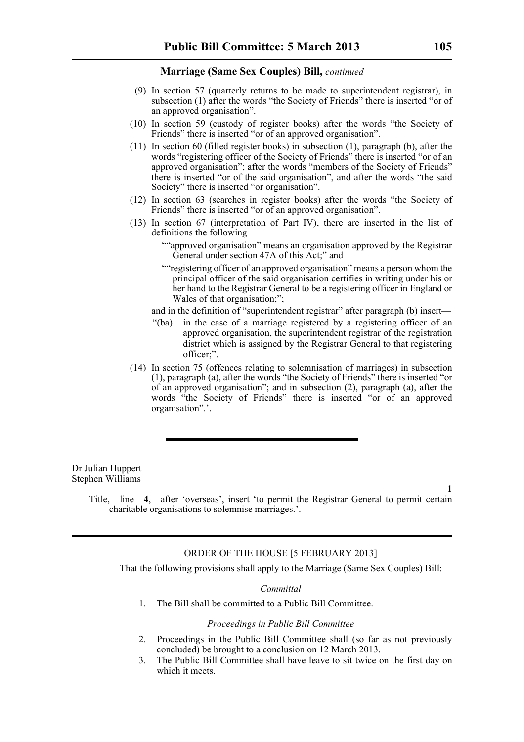**Marriage (Same Sex Couples) Bill,** *continued*

(9) In section 57 (quarterly returns to be made to superintendent registrar), in subsection (1) after the words "the Society of Friends" there is inserted "or of an approved organisation".

(10) In section 59 (custody of register books) after the words "the Society of Friends" there is inserted "or of an approved organisation".

(11) In section 60 (filled register books) in subsection (1), paragraph (b), after the words "registering officer of the Society of Friends" there is inserted "or of an approved organisation"; after the words "members of the Society of Friends" there is inserted "or of the said organisation", and after the words "the said Society" there is inserted "or organisation".

(12) In section 63 (searches in register books) after the words "the Society of Friends" there is inserted "or of an approved organisation".

(13) In section 67 (interpretation of Part IV), there are inserted in the list of definitions the following—

""approved organisation" means an organisation approved by the Registrar General under section 47A of this Act;" and

""registering officer of an approved organisation" means a person whom the principal officer of the said organisation certifies in writing under his or her hand to the Registrar General to be a registering officer in England or Wales of that organisation;";

and in the definition of "superintendent registrar" after paragraph (b) insert—

"(ba) in the case of a marriage registered by a registering officer of an approved organisation, the superintendent registrar of the registration district which is assigned by the Registrar General to that registering officer;".

(14) In section 75 (offences relating to solemnisation of marriages) in subsection (1), paragraph (a), after the words "the Society of Friends" there is inserted "or of an approved organisation"; and in subsection (2), paragraph (a), after the words "the Society of Friends" there is inserted "or of an approved organisation".'.

---

Dr Julian Huppert
Stephen Williams

**1**

Title, line **4**, after 'overseas', insert 'to permit the Registrar General to permit certain charitable organisations to solemnise marriages.'.

---

ORDER OF THE HOUSE [5 FEBRUARY 2013]

That the following provisions shall apply to the Marriage (Same Sex Couples) Bill:

*Committal*

1. The Bill shall be committed to a Public Bill Committee.

*Proceedings in Public Bill Committee*

2. Proceedings in the Public Bill Committee shall (so far as not previously concluded) be brought to a conclusion on 12 March 2013.
3. The Public Bill Committee shall have leave to sit twice on the first day on which it meets.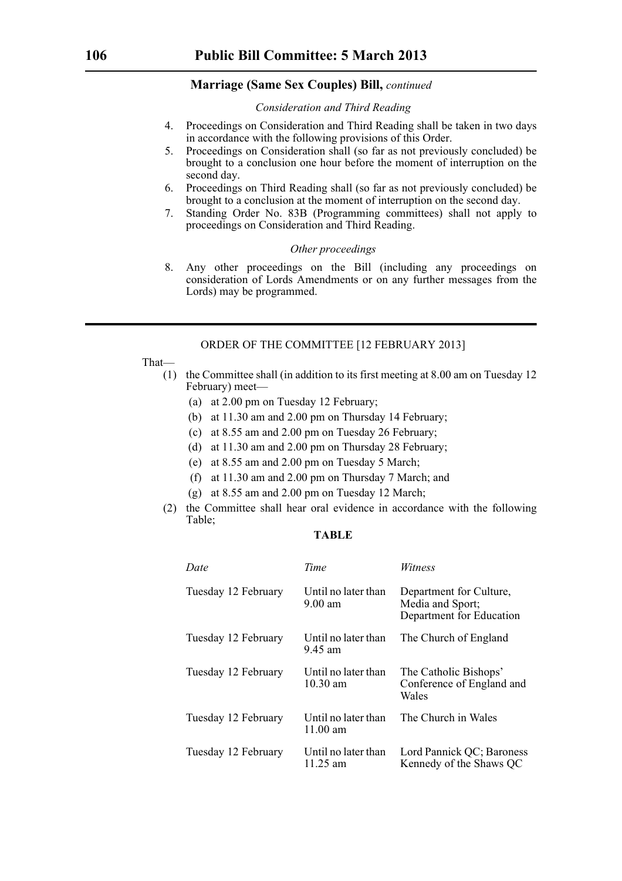**Marriage (Same Sex Couples) Bill,** *continued*

*Consideration and Third Reading*

4. Proceedings on Consideration and Third Reading shall be taken in two days in accordance with the following provisions of this Order.
5. Proceedings on Consideration shall (so far as not previously concluded) be brought to a conclusion one hour before the moment of interruption on the second day.
6. Proceedings on Third Reading shall (so far as not previously concluded) be brought to a conclusion at the moment of interruption on the second day.
7. Standing Order No. 83B (Programming committees) shall not apply to proceedings on Consideration and Third Reading.

*Other proceedings*

8. Any other proceedings on the Bill (including any proceedings on consideration of Lords Amendments or on any further messages from the Lords) may be programmed.

---

ORDER OF THE COMMITTEE [12 FEBRUARY 2013]

That—

(1) the Committee shall (in addition to its first meeting at 8.00 am on Tuesday 12 February) meet—

  (a) at 2.00 pm on Tuesday 12 February;
  (b) at 11.30 am and 2.00 pm on Thursday 14 February;
  (c) at 8.55 am and 2.00 pm on Tuesday 26 February;
  (d) at 11.30 am and 2.00 pm on Thursday 28 February;
  (e) at 8.55 am and 2.00 pm on Tuesday 5 March;
  (f) at 11.30 am and 2.00 pm on Thursday 7 March; and
  (g) at 8.55 am and 2.00 pm on Tuesday 12 March;

(2) the Committee shall hear oral evidence in accordance with the following Table;

**TABLE**

| *Date* | *Time* | *Witness* |
|---|---|---|
| Tuesday 12 February | Until no later than 9.00 am | Department for Culture, Media and Sport; Department for Education |
| Tuesday 12 February | Until no later than 9.45 am | The Church of England |
| Tuesday 12 February | Until no later than 10.30 am | The Catholic Bishops' Conference of England and Wales |
| Tuesday 12 February | Until no later than 11.00 am | The Church in Wales |
| Tuesday 12 February | Until no later than 11.25 am | Lord Pannick QC; Baroness Kennedy of the Shaws QC |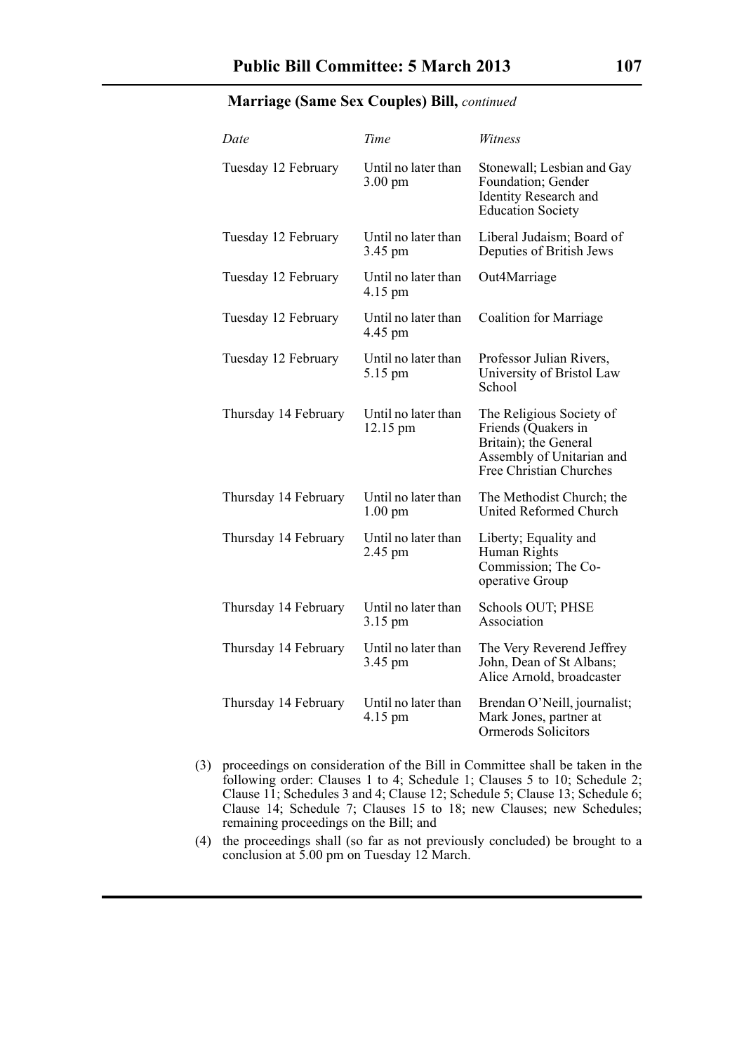**Marriage (Same Sex Couples) Bill,** *continued*

| *Date* | *Time* | *Witness* |
|---|---|---|
| Tuesday 12 February | Until no later than 3.00 pm | Stonewall; Lesbian and Gay Foundation; Gender Identity Research and Education Society |
| Tuesday 12 February | Until no later than 3.45 pm | Liberal Judaism; Board of Deputies of British Jews |
| Tuesday 12 February | Until no later than 4.15 pm | Out4Marriage |
| Tuesday 12 February | Until no later than 4.45 pm | Coalition for Marriage |
| Tuesday 12 February | Until no later than 5.15 pm | Professor Julian Rivers, University of Bristol Law School |
| Thursday 14 February | Until no later than 12.15 pm | The Religious Society of Friends (Quakers in Britain); the General Assembly of Unitarian and Free Christian Churches |
| Thursday 14 February | Until no later than 1.00 pm | The Methodist Church; the United Reformed Church |
| Thursday 14 February | Until no later than 2.45 pm | Liberty; Equality and Human Rights Commission; The Co-operative Group |
| Thursday 14 February | Until no later than 3.15 pm | Schools OUT; PHSE Association |
| Thursday 14 February | Until no later than 3.45 pm | The Very Reverend Jeffrey John, Dean of St Albans; Alice Arnold, broadcaster |
| Thursday 14 February | Until no later than 4.15 pm | Brendan O'Neill, journalist; Mark Jones, partner at Ormerods Solicitors |

(3) proceedings on consideration of the Bill in Committee shall be taken in the following order: Clauses 1 to 4; Schedule 1; Clauses 5 to 10; Schedule 2; Clause 11; Schedules 3 and 4; Clause 12; Schedule 5; Clause 13; Schedule 6; Clause 14; Schedule 7; Clauses 15 to 18; new Clauses; new Schedules; remaining proceedings on the Bill; and

(4) the proceedings shall (so far as not previously concluded) be brought to a conclusion at 5.00 pm on Tuesday 12 March.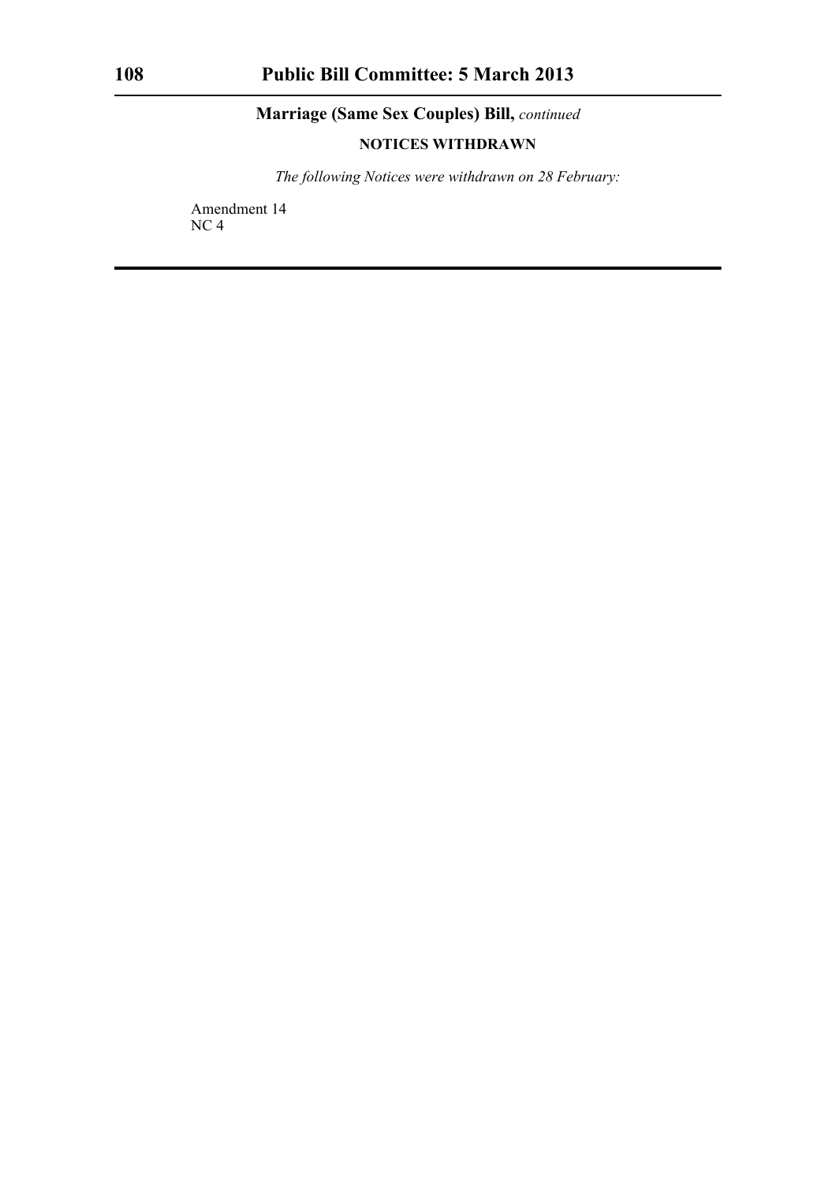**Marriage (Same Sex Couples) Bill,** *continued*

**NOTICES WITHDRAWN**

*The following Notices were withdrawn on 28 February:*

Amendment 14
NC 4